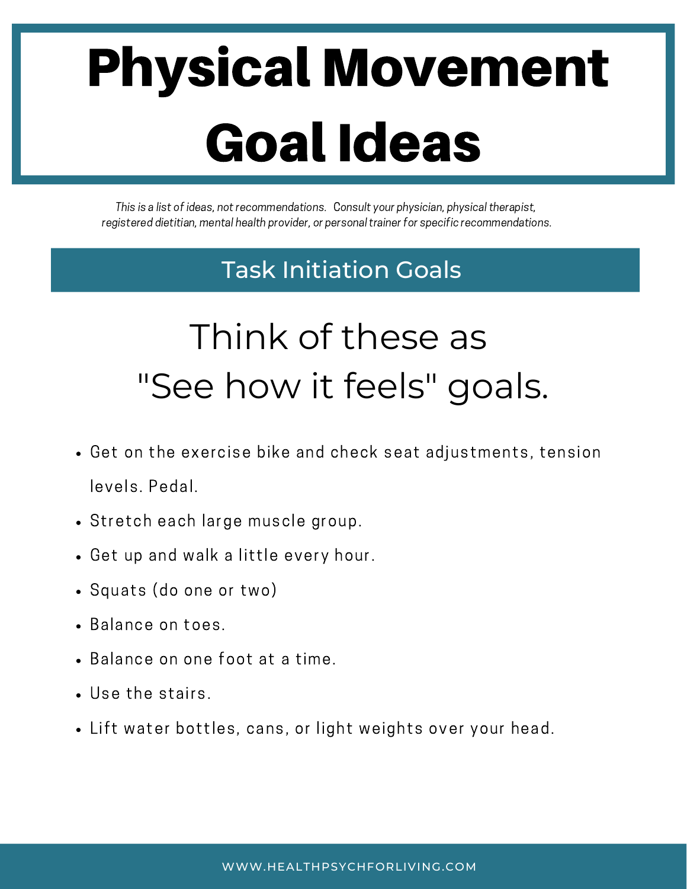# Physical Movement Goal Ideas

*This is a list of ideas, not recommendations. Consult your physician, physical therapist, registered dietitian, mental health provider, or personal trainer for specific recommendations.*

## Task Initiation Goals

### Think of these as "See how it feels" goals.

- Get on the exercise bike and check seat adjustments, tension levels. Pedal.
- Stretch each large muscle group.
- Get up and walk a little every hour.
- Squats (do one or two)
- Balance on toes.
- Balance on one foot at a time.
- Use the stairs.
- Lift water bottles, cans, or light weights over your head.

WWW.HEALTHPSYCHFORLIVING.COM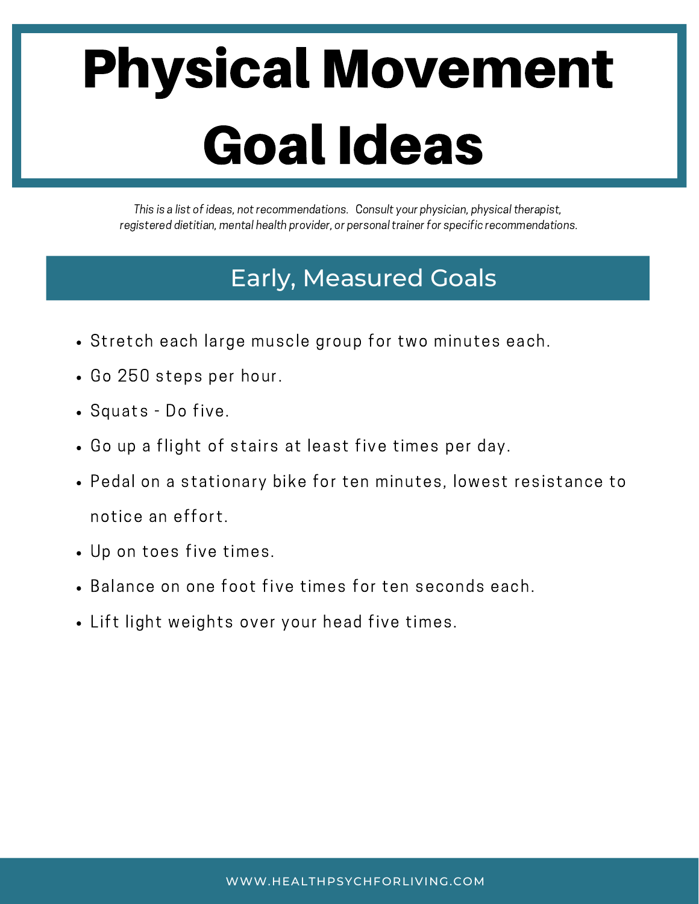# Physical Movement Goal Ideas

*This is a list of ideas, not recommendations. Consult your physician, physical therapist, registered dietitian, mental health provider, or personal trainer for specific recommendations.*

## Early, Measured Goals

- Stretch each large muscle group for two minutes each.
- Go 250 steps per hour.
- Squats - Do five.
- Go up a flight of stairs at least five times per day.
- Pedal on a stationary bike for ten minutes, lowest resistance to notice an effort.
- Up on toes five times.
- Balance on one foot five times for ten seconds each.
- Lift light weights over your head five times.

WWW.HEALTHPSYCHFORLIVING.COM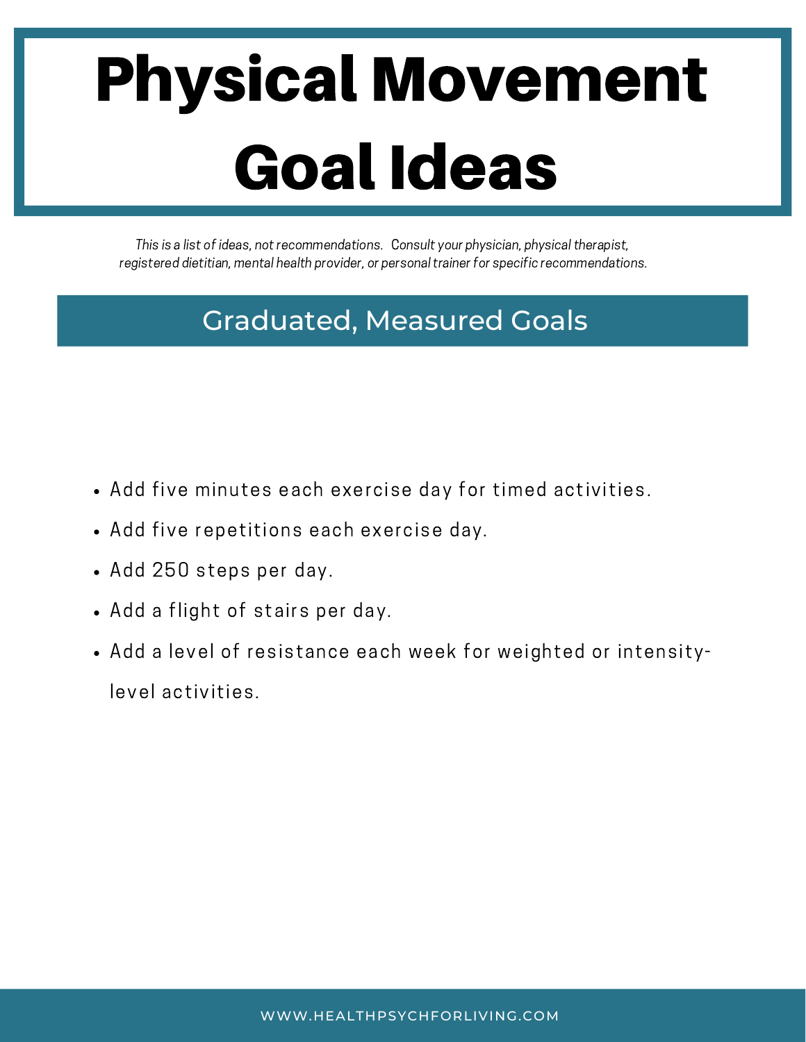# Physical Movement Goal Ideas

*This is a list of ideas, not recommendations. Consult your physician, physical therapist, registered dietitian, mental health provider, or personal trainer for specific recommendations.*

## Graduated, Measured Goals

- Add five minutes each exercise day for timed activities.
- Add five repetitions each exercise day.
- Add 250 steps per day.
- Add a flight of stairs per day.
- Add a level of resistance each week for weighted or intensity-level activities.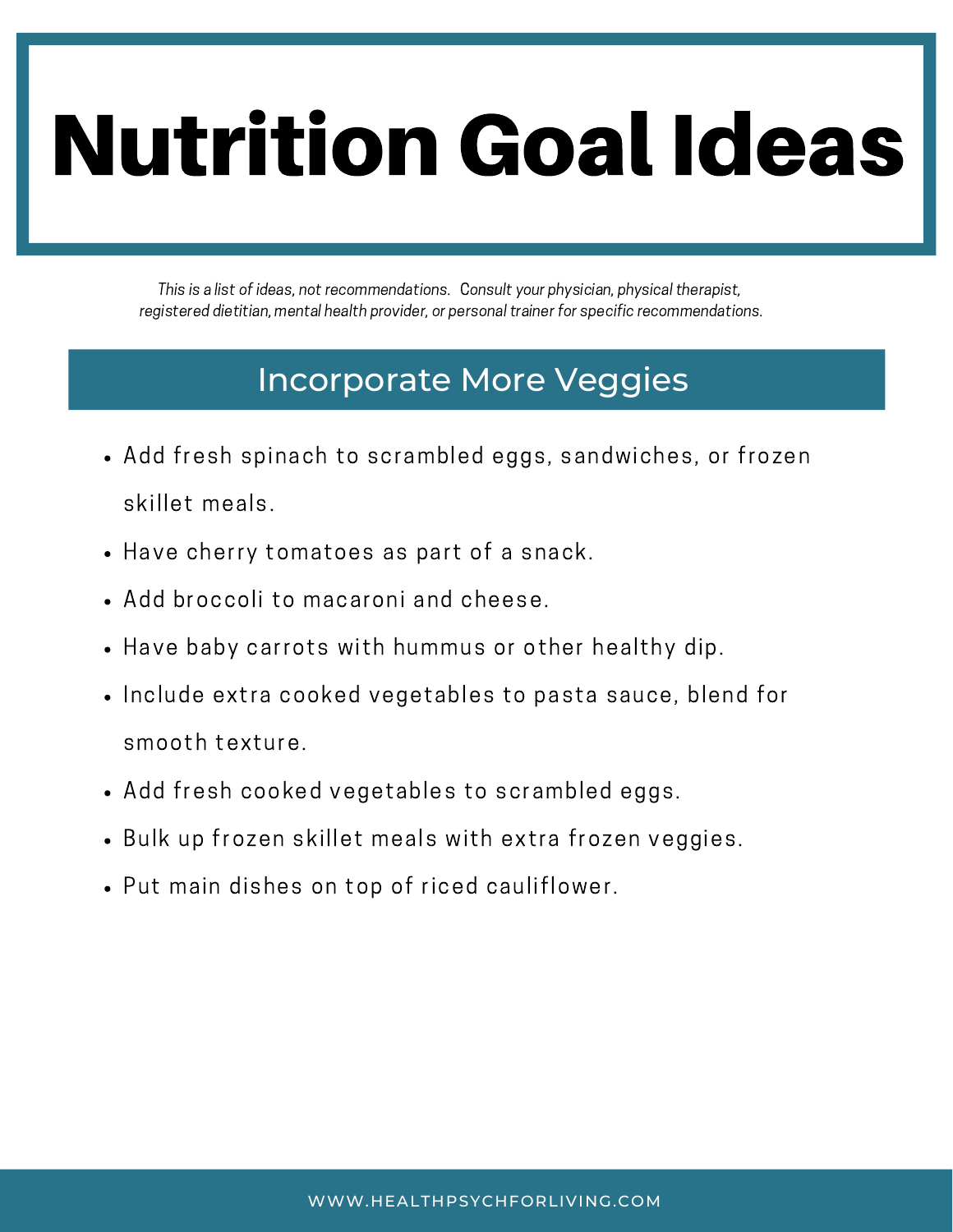# Nutrition Goal Ideas

*This is a list of ideas, not recommendations. Consult your physician, physical therapist, registered dietitian, mental health provider, or personal trainer for specific recommendations.*

## Incorporate More Veggies

- Add fresh spinach to scrambled eggs, sandwiches, or frozen skillet meals.
- Have cherry tomatoes as part of a snack.
- Add broccoli to macaroni and cheese.
- Have baby carrots with hummus or other healthy dip.
- Include extra cooked vegetables to pasta sauce, blend for smooth texture.
- Add fresh cooked vegetables to scrambled eggs.
- Bulk up frozen skillet meals with extra frozen veggies.
- Put main dishes on top of riced cauliflower.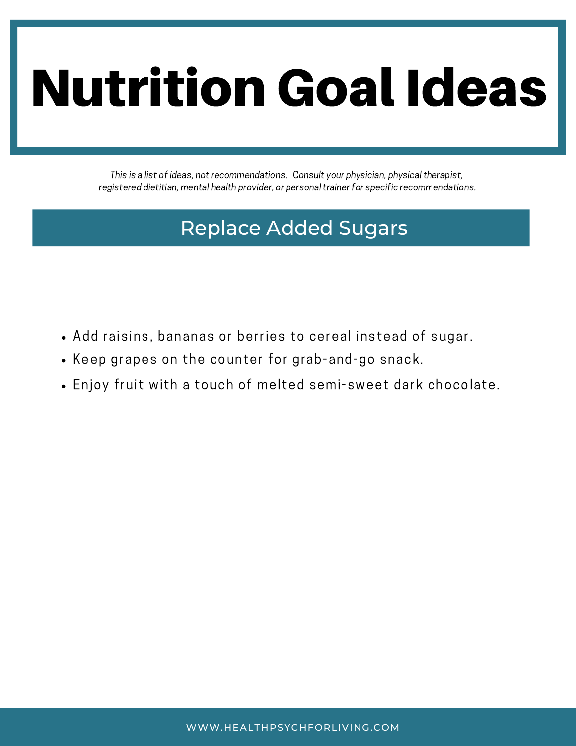# Nutrition Goal Ideas

*This is a list of ideas, not recommendations. Consult your physician, physical therapist, registered dietitian, mental health provider, or personal trainer for specific recommendations.*

## Replace Added Sugars

- Add raisins, bananas or berries to cereal instead of sugar.
- Keep grapes on the counter for grab-and-go snack.
- Enjoy fruit with a touch of melted semi-sweet dark chocolate.

WWW.HEALTHPSYCHFORLIVING.COM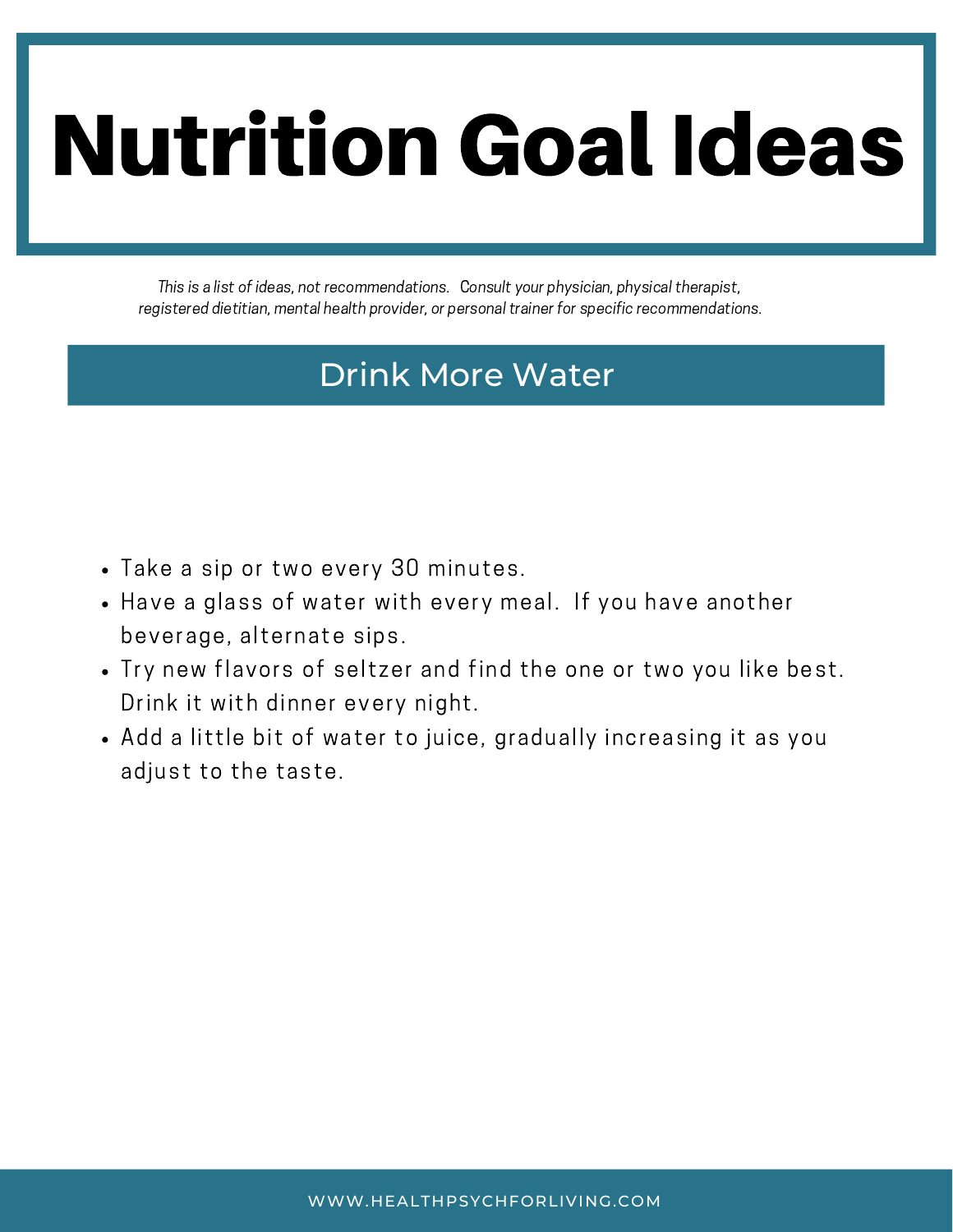# Nutrition Goal Ideas

*This is a list of ideas, not recommendations. Consult your physician, physical therapist, registered dietitian, mental health provider, or personal trainer for specific recommendations.*

## Drink More Water

- Take a sip or two every 30 minutes.
- Have a glass of water with every meal. If you have another beverage, alternate sips.
- Try new flavors of seltzer and find the one or two you like best. Drink it with dinner every night.
- Add a little bit of water to juice, gradually increasing it as you adjust to the taste.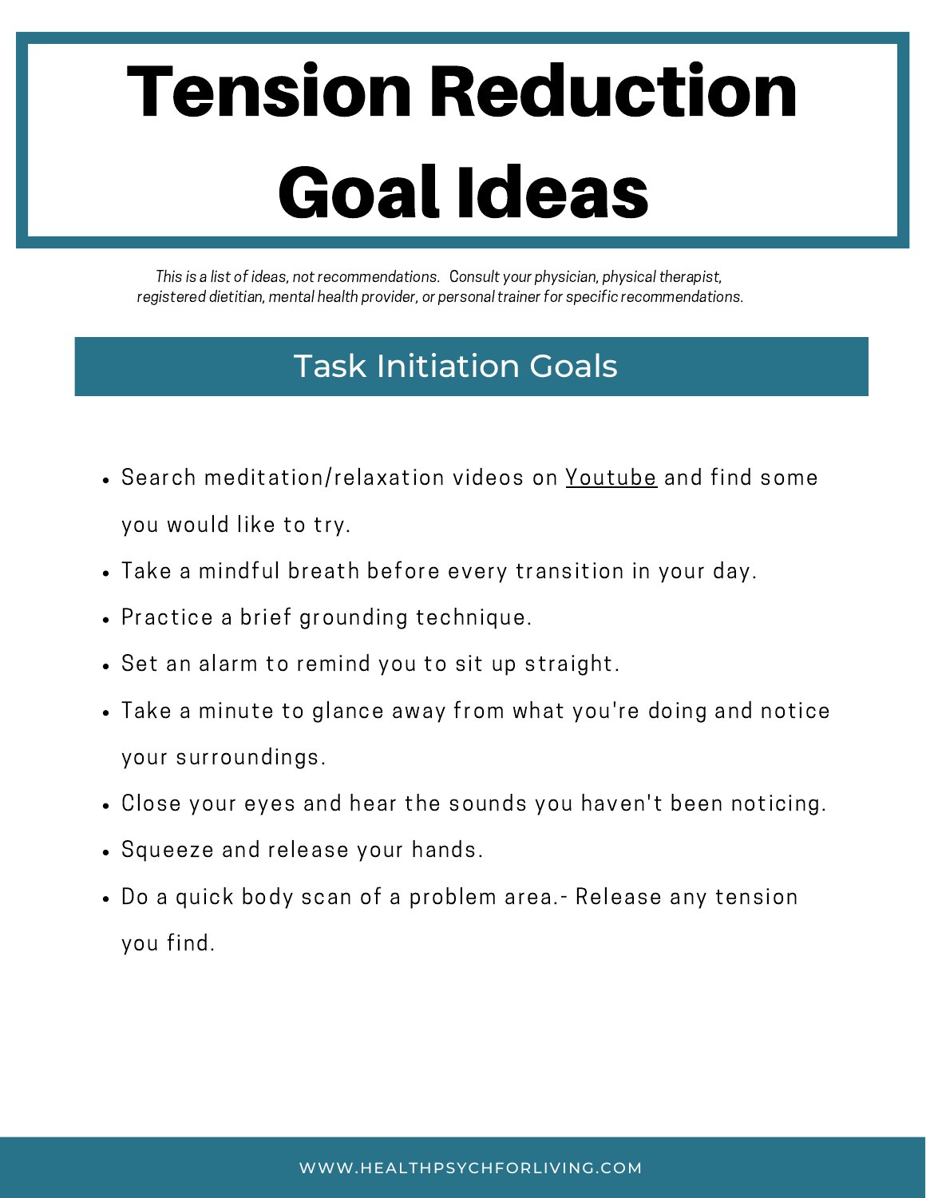# Tension Reduction Goal Ideas

*This is a list of ideas, not recommendations. Consult your physician, physical therapist, registered dietitian, mental health provider, or personal trainer for specific recommendations.*

## Task Initiation Goals

- Search meditation/relaxation videos on Youtube and find some you would like to try.
- Take a mindful breath before every transition in your day.
- Practice a brief grounding technique.
- Set an alarm to remind you to sit up straight.
- Take a minute to glance away from what you're doing and notice your surroundings.
- Close your eyes and hear the sounds you haven't been noticing.
- Squeeze and release your hands.
- Do a quick body scan of a problem area.- Release any tension you find.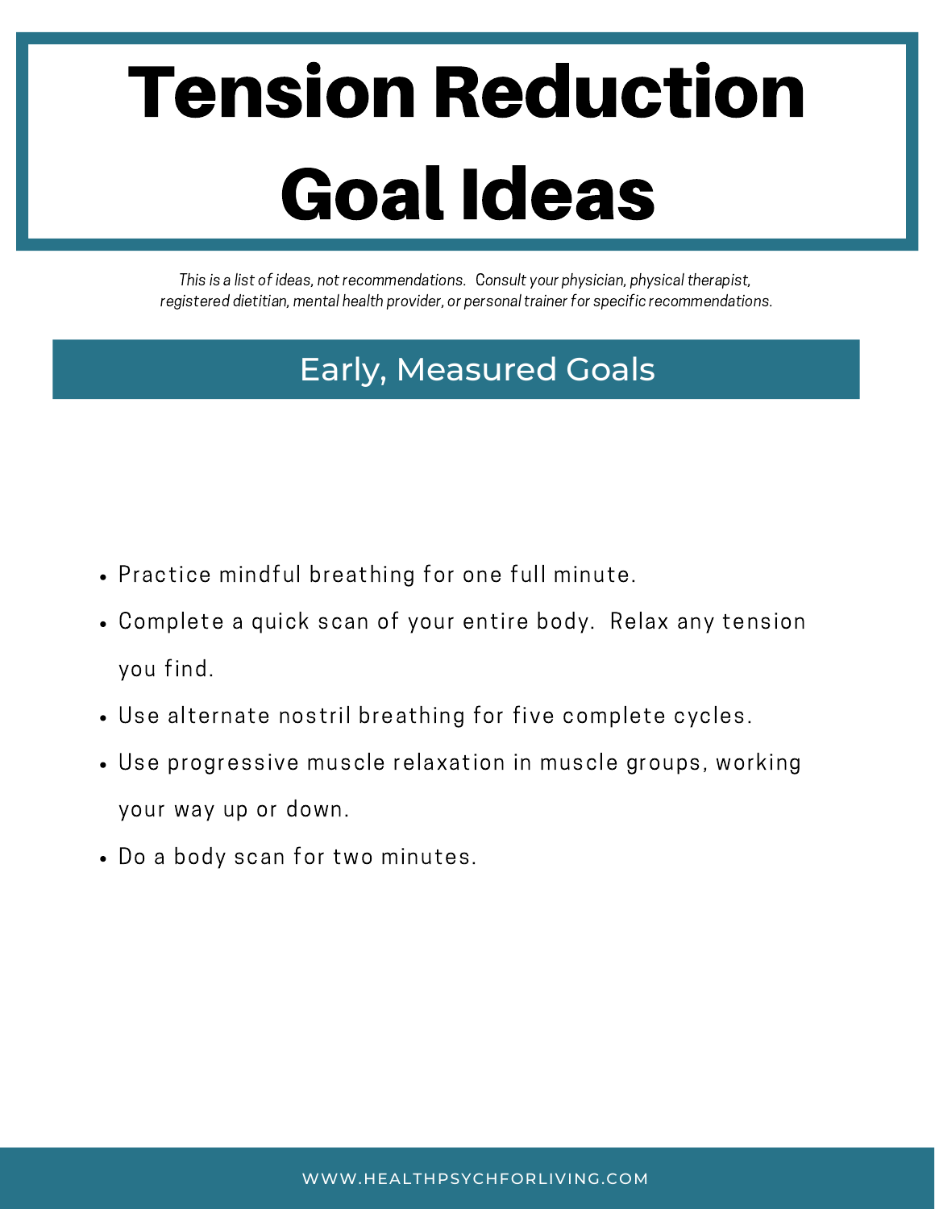# Tension Reduction Goal Ideas

*This is a list of ideas, not recommendations. Consult your physician, physical therapist, registered dietitian, mental health provider, or personal trainer for specific recommendations.*

## Early, Measured Goals

- Practice mindful breathing for one full minute.
- Complete a quick scan of your entire body. Relax any tension you find.
- Use alternate nostril breathing for five complete cycles.
- Use progressive muscle relaxation in muscle groups, working your way up or down.
- Do a body scan for two minutes.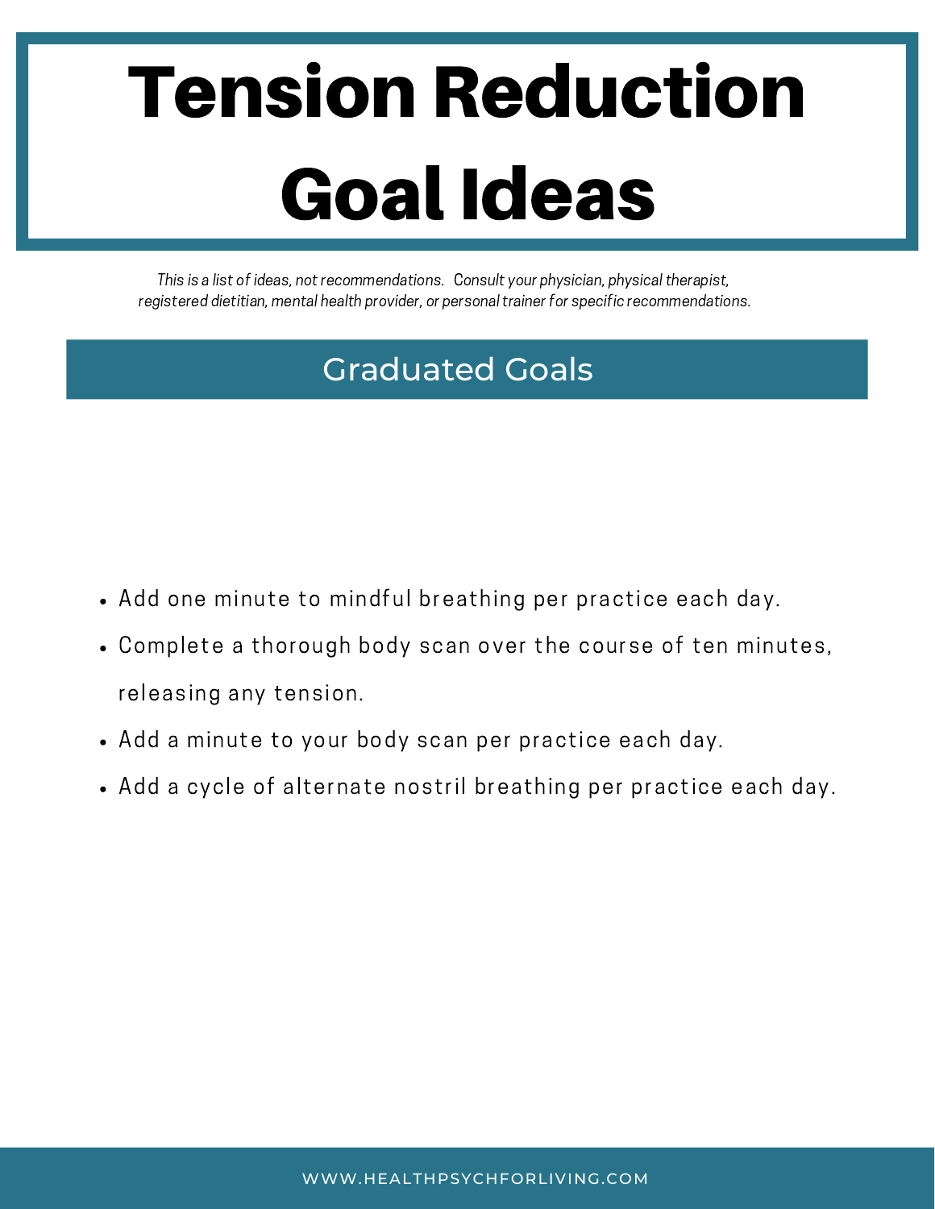# Tension Reduction Goal Ideas

*This is a list of ideas, not recommendations. Consult your physician, physical therapist, registered dietitian, mental health provider, or personal trainer for specific recommendations.*

## Graduated Goals

- Add one minute to mindful breathing per practice each day.
- Complete a thorough body scan over the course of ten minutes, releasing any tension.
- Add a minute to your body scan per practice each day.
- Add a cycle of alternate nostril breathing per practice each day.

WWW.HEALTHPSYCHFORLIVING.COM